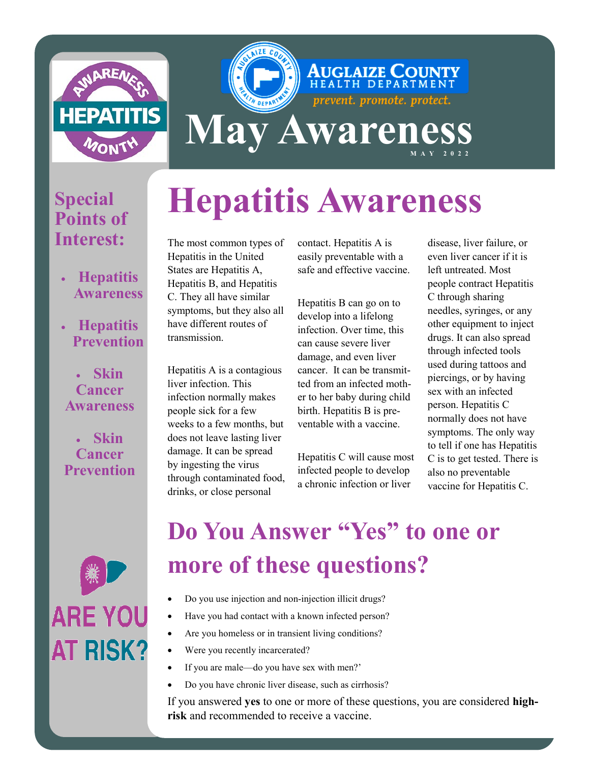HEPATITIS AWARENESS MONTH

AUGLAIZE COUNTY HEALTH DEPARTMENT

*prevent. promote. protect.*

# May Awareness

MAY 2022

## Special Points of Interest:

- Hepatitis Awareness
- Hepatitis Prevention
- Skin Cancer Awareness
- Skin Cancer Prevention

# Hepatitis Awareness

The most common types of Hepatitis in the United States are Hepatitis A, Hepatitis B, and Hepatitis C. They all have similar symptoms, but they also all have different routes of transmission.

Hepatitis A is a contagious liver infection. This infection normally makes people sick for a few weeks to a few months, but does not leave lasting liver damage. It can be spread by ingesting the virus through contaminated food, drinks, or close personal contact. Hepatitis A is easily preventable with a safe and effective vaccine.

Hepatitis B can go on to develop into a lifelong infection. Over time, this can cause severe liver damage, and even liver cancer. It can be transmitted from an infected mother to her baby during child birth. Hepatitis B is preventable with a vaccine.

Hepatitis C will cause most infected people to develop a chronic infection or liver disease, liver failure, or even liver cancer if it is left untreated. Most people contract Hepatitis C through sharing needles, syringes, or any other equipment to inject drugs. It can also spread through infected tools used during tattoos and piercings, or by having sex with an infected person. Hepatitis C normally does not have symptoms. The only way to tell if one has Hepatitis C is to get tested. There is also no preventable vaccine for Hepatitis C.

ARE YOU AT RISK?

## Do You Answer "Yes" to one or more of these questions?

- Do you use injection and non-injection illicit drugs?
- Have you had contact with a known infected person?
- Are you homeless or in transient living conditions?
- Were you recently incarcerated?
- If you are male—do you have sex with men?'
- Do you have chronic liver disease, such as cirrhosis?

If you answered **yes** to one or more of these questions, you are considered **high-risk** and recommended to receive a vaccine.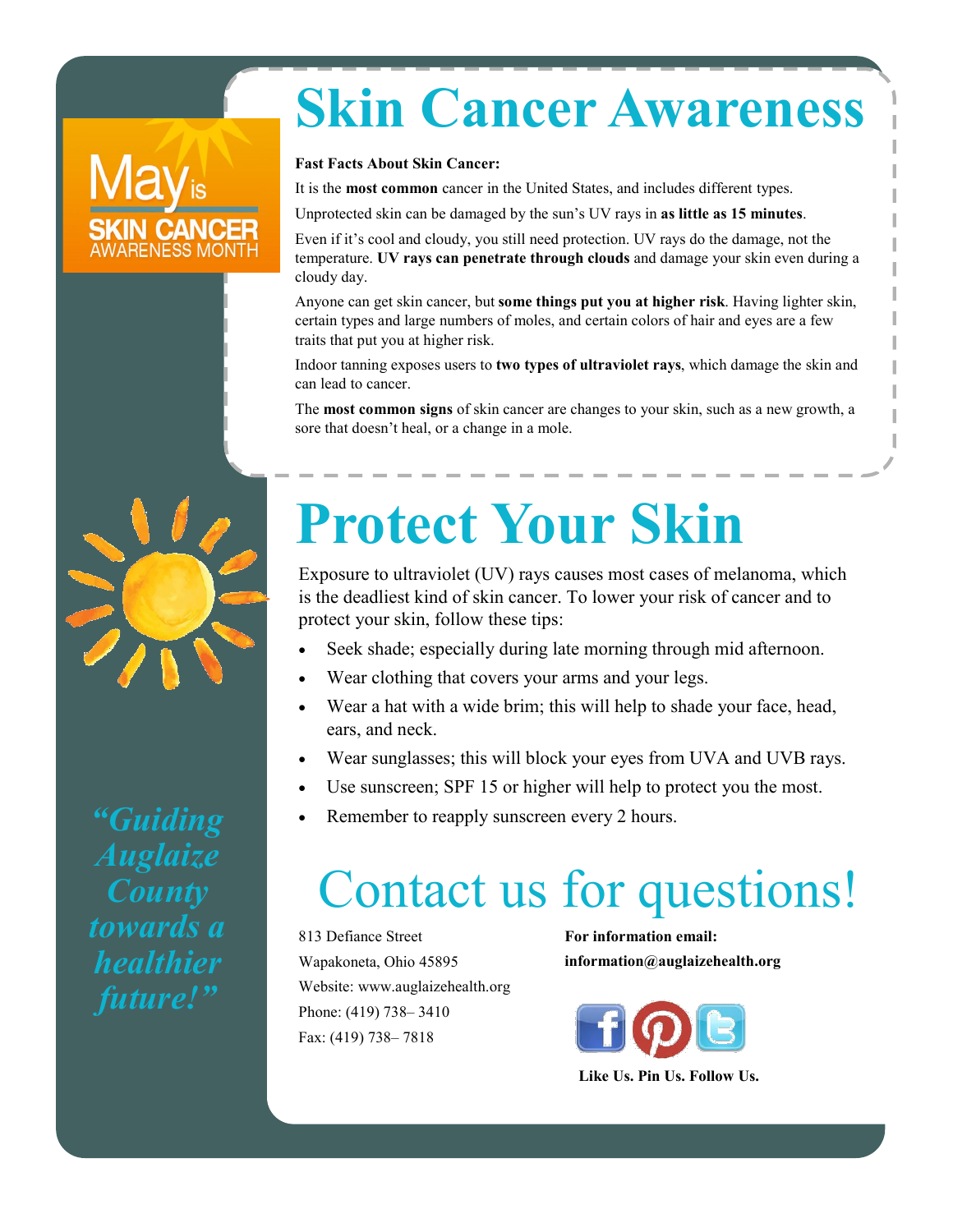**May is SKIN CANCER AWARENESS MONTH**

# Skin Cancer Awareness

**Fast Facts About Skin Cancer:**

It is the **most common** cancer in the United States, and includes different types.

Unprotected skin can be damaged by the sun's UV rays in **as little as 15 minutes**.

Even if it's cool and cloudy, you still need protection. UV rays do the damage, not the temperature. **UV rays can penetrate through clouds** and damage your skin even during a cloudy day.

Anyone can get skin cancer, but **some things put you at higher risk**. Having lighter skin, certain types and large numbers of moles, and certain colors of hair and eyes are a few traits that put you at higher risk.

Indoor tanning exposes users to **two types of ultraviolet rays**, which damage the skin and can lead to cancer.

The **most common signs** of skin cancer are changes to your skin, such as a new growth, a sore that doesn't heal, or a change in a mole.

# Protect Your Skin

Exposure to ultraviolet (UV) rays causes most cases of melanoma, which is the deadliest kind of skin cancer. To lower your risk of cancer and to protect your skin, follow these tips:

- Seek shade; especially during late morning through mid afternoon.
- Wear clothing that covers your arms and your legs.
- Wear a hat with a wide brim; this will help to shade your face, head, ears, and neck.
- Wear sunglasses; this will block your eyes from UVA and UVB rays.
- Use sunscreen; SPF 15 or higher will help to protect you the most.
- Remember to reapply sunscreen every 2 hours.

*"Guiding Auglaize County towards a healthier future!"*

# Contact us for questions!

813 Defiance Street
Wapakoneta, Ohio 45895
Website: www.auglaizehealth.org
Phone: (419) 738– 3410
Fax: (419) 738– 7818

**For information email:**
**information@auglaizehealth.org**

**Like Us. Pin Us. Follow Us.**